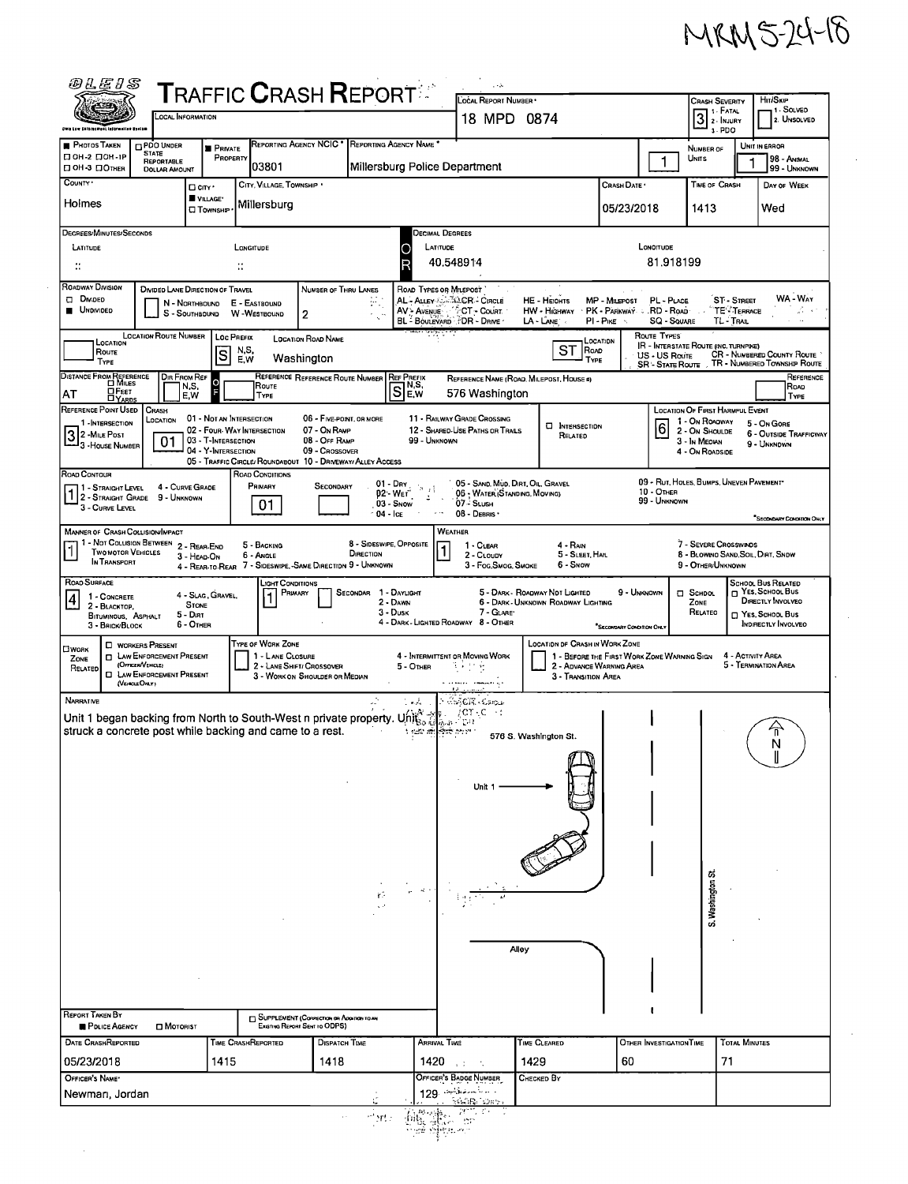MRMS-24-18

# Traffic Crash Report

OLEIS — Ohio Law Enforcement Information System

| Field | Value |
| --- | --- |
| Local Information | |
| Local Report Number | 18 MPD 0874 |
| Crash Severity | 3 (1 - Fatal, 2 - Injury, 3 - PDO) |
| Hit/Skip | (1 - Solved, 2 - Unsolved) |
| Photos Taken | |
| PDO Under State Reportable Dollar Amount | |
| Private Property | ■ |
| Reporting Agency NCIC | 03801 |
| Reporting Agency Name | Millersburg Police Department |
| Number of Units | 1 |
| Unit in Error | 1 (98 - Animal, 99 - Unknown) |
| County | Holmes |
| City, Village, Township | ■ Village — Millersburg |
| Crash Date | 05/23/2018 |
| Time of Crash | 1413 |
| Day of Week | Wed |
| Latitude (Decimal Degrees) | 40.548914 |
| Longitude (Decimal Degrees) | 81.918199 |
| Roadway Division | ■ Undivided |
| Number of Thru Lanes | 2 |
| Location Prefix | S |
| Location Road Name | Washington |
| Location Road Type | ST |
| Distance from Reference | AT |
| Reference Prefix | S |
| Reference Name (Road, Milepost, House #) | 576 Washington |
| Reference Point Used | 3 - House Number |
| Crash Location | 01 - Not an Intersection |
| Location of First Harmful Event | 6 - Outside Trafficway |
| Road Contour | 1 - Straight Level |
| Road Conditions (Primary) | 01 - Dry |
| Manner of Crash Collision/Impact | 1 - Not Collision Between Two Motor Vehicles in Transport |
| Weather | 1 - Clear |
| Road Surface | 4 - Slag, Gravel, Stone |
| Light Conditions (Primary) | 1 - Daylight |
| Work Zone Related | |

## Narrative

Unit 1 began backing from North to South-West n private property. Unit 1 struck a concrete post while backing and came to a rest.

Diagram labels: 576 S. Washington St., Unit 1, Alley, S. Washington St., N

| Field | Value |
| --- | --- |
| Report Taken By | ■ Police Agency |
| Date Crash Reported | 05/23/2018 |
| Time Crash Reported | 1415 |
| Dispatch Time | 1418 |
| Arrival Time | 1420 |
| Time Cleared | 1429 |
| Other Investigation Time | 60 |
| Total Minutes | 71 |
| Officer's Name | Newman, Jordan |
| Officer's Badge Number | 129 |
| Checked By | |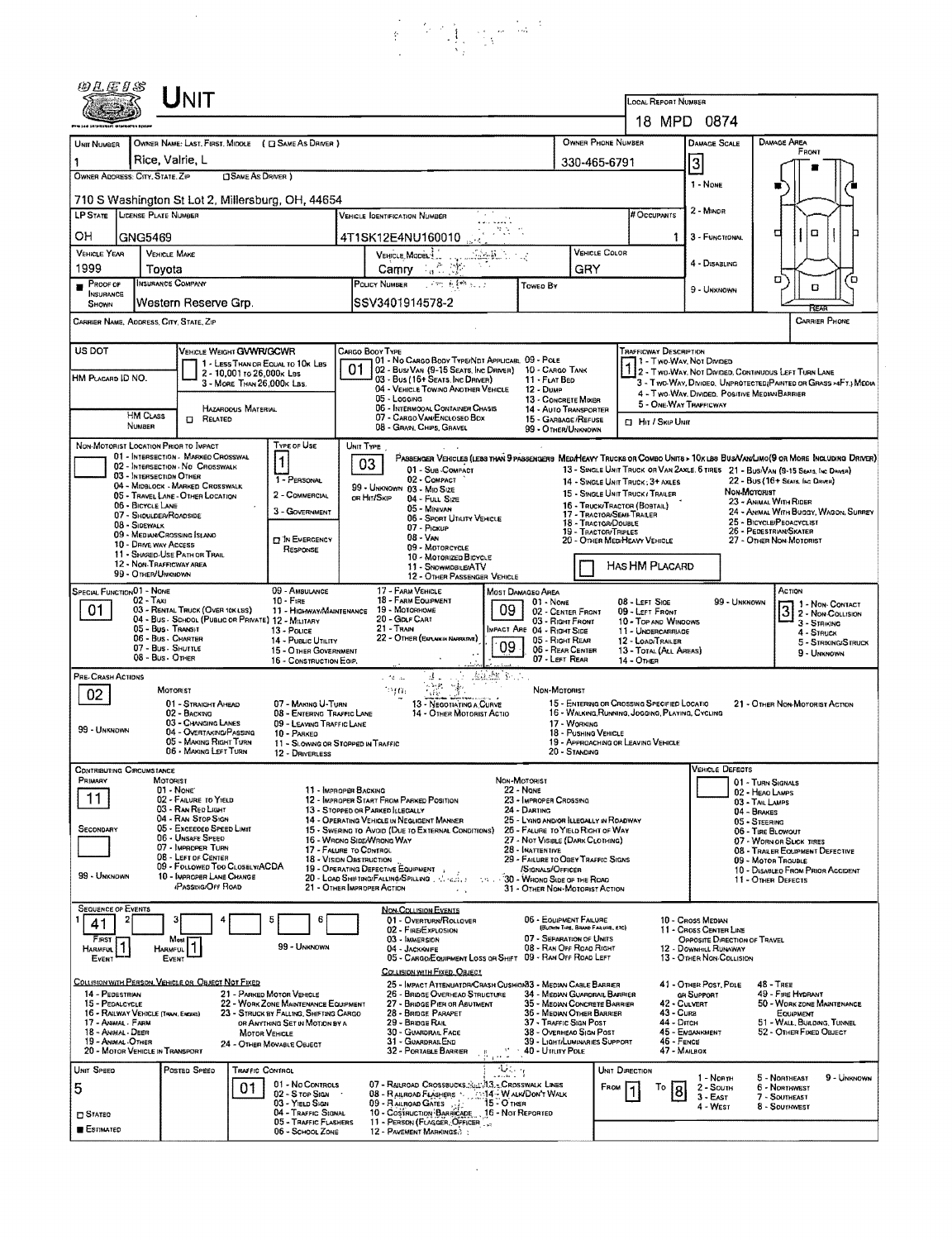# UNIT

**Local Report Number:** 18 MPD 0874

| Unit Number | Owner Name: Last, First, Middle (☐ Same As Driver) | Owner Phone Number | Damage Scale | Damage Area |
|---|---|---|---|---|
| 1 | Rice, Valrie, L | 330-465-6791 | 3 | Front |

**Owner Address: City, State, Zip** (☐ Same As Driver)
710 S Washington St Lot 2, Millersburg, OH, 44654

Damage Scale: 1 - None; 2 - Minor; 3 - Functional; 4 - Disabling; 9 - Unknown

| LP State | License Plate Number | Vehicle Identification Number | # Occupants |
|---|---|---|---|
| OH | GNG5469 | 4T1SK12E4NU160010 | 1 |

| Vehicle Year | Vehicle Make | Vehicle Model | Vehicle Color |
|---|---|---|---|
| 1999 | Toyota | Camry | GRY |

| Proof of Insurance Shown | Insurance Company | Policy Number | Towed By |
|---|---|---|---|
| ■ | Western Reserve Grp. | SSV3401914578-2 | |

**Carrier Name, Address, City, State, Zip** — **Carrier Phone**

**US DOT** — **Vehicle Weight GVWR/GCWR:** 1 - Less Than or Equal to 10k Lbs; 2 - 10,001 to 26,000k Lbs; 3 - More Than 26,000k Lbs.

**HM Placard ID No.** — **HM Class Number** — Hazardous Material ☐ Related

**Cargo Body Type:** 01
01 - No Cargo Body Type/Not Applicable; 02 - Bus/Van (9-15 Seats, Inc Driver); 03 - Bus (16+ Seats, Inc Driver); 04 - Vehicle Towing Another Vehicle; 05 - Logging; 06 - Intermodal Container Chassis; 07 - Cargo Van/Enclosed Box; 08 - Grain, Chips, Gravel; 09 - Pole; 10 - Cargo Tank; 11 - Flat Bed; 12 - Dump; 13 - Concrete Mixer; 14 - Auto Transporter; 15 - Garbage/Refuse; 99 - Other/Unknown

**Trafficway Description:** 1
1 - Two-Way, Not Divided; 2 - Two-Way, Not Divided, Continuous Left Turn Lane; 3 - Two-Way, Divided, Unprotected (Painted or Grass >4Ft.) Media; 4 - Two-Way, Divided, Positive Median Barrier; 5 - One-Way Trafficway
☐ Hit / Skip Unit

**Non-Motorist Location Prior to Impact:** 01 - Intersection - Marked Crosswalk; 02 - Intersection - No Crosswalk; 03 - Intersection Other; 04 - Midblock - Marked Crosswalk; 05 - Travel Lane - Other Location; 06 - Bicycle Lane; 07 - Shoulder/Roadside; 08 - Sidewalk; 09 - Median/Crossing Island; 10 - Drive Way Access; 11 - Shared-Use Path or Trail; 12 - Non-Trafficway Area; 99 - Other/Unknown

**Type of Use:** 1
1 - Personal; 2 - Commercial; 3 - Government; ☐ In Emergency Response

**Unit Type:** 03
Passenger Vehicles (less than 9 passengers): 01 - Sub-Compact; 02 - Compact; 99 - Unknown; 03 - Mid Size; or Hit/Skip 04 - Full Size; 05 - Minivan; 06 - Sport Utility Vehicle; 07 - Pickup; 08 - Van; 09 - Motorcycle; 10 - Motorized Bicycle; 11 - Snowmobile/ATV; 12 - Other Passenger Vehicle
Med/Heavy Trucks or Combo Units > 10k lbs Bus/Van/Limo (9 or More Including Driver): 13 - Single Unit Truck or Van 2axle, 6 tires; 14 - Single Unit Truck; 3+ Axles; 15 - Single Unit Truck/Trailer; 16 - Truck/Tractor (Bobtail); 17 - Tractor/Semi-Trailer; 18 - Tractor/Double; 19 - Tractor/Triples; 20 - Other Med/Heavy Vehicle; 21 - Bus/Van (9-15 Seats, Inc Driver); 22 - Bus (16+ Seats, Inc Driver)
Non-Motorist: 23 - Animal With Rider; 24 - Animal With Buggy, Wagon, Surrey; 25 - Bicycle/Pedacyclist; 26 - Pedestrian/Skater; 27 - Other Non-Motorist
☐ Has HM Placard

**Special Function:** 01
01 - None; 02 - Taxi; 03 - Rental Truck (Over 10k lbs); 04 - Bus - School (Public or Private); 05 - Bus - Transit; 06 - Bus - Charter; 07 - Bus - Shuttle; 08 - Bus - Other; 09 - Ambulance; 10 - Fire; 11 - Highway/Maintenance; 12 - Military; 13 - Police; 14 - Public Utility; 15 - Other Government; 16 - Construction Eqip.; 17 - Farm Vehicle; 18 - Farm Equipment; 19 - Motorhome; 20 - Golf Cart; 21 - Train; 22 - Other (Explain in Narrative)

**Most Damaged Area:** 09
01 - None; 02 - Center Front; 03 - Right Front; **Impact Are** 04 - Right Side: 09; 05 - Right Rear; 06 - Rear Center; 07 - Left Rear; 08 - Left Side; 09 - Left Front; 10 - Top and Windows; 11 - Undercarriage; 12 - Load/Trailer; 13 - Total (All Areas); 14 - Other; 99 - Unknown

**Action:** 3
1 - Non-Contact; 2 - Non-Collision; 3 - Striking; 4 - Struck; 5 - Striking/Struck; 9 - Unknown

**Pre-Crash Actions:** 02
Motorist: 01 - Straight Ahead; 02 - Backing; 03 - Changing Lanes; 04 - Overtaking/Passing; 05 - Making Right Turn; 06 - Making Left Turn; 07 - Making U-Turn; 08 - Entering Traffic Lane; 09 - Leaving Traffic Lane; 10 - Parked; 11 - Slowing or Stopped in Traffic; 12 - Driverless; 13 - Negotiating a Curve; 14 - Other Motorist Actio; 99 - Unknown
Non-Motorist: 15 - Entering or Crossing Specified Locatio; 16 - Walking, Running, Jogging, Playing, Cycling; 17 - Working; 18 - Pushing Vehicle; 19 - Approaching or Leaving Vehicle; 20 - Standing; 21 - Other Non-Motorist Action

**Contributing Circumstance**
Primary: 11 — Secondary: (blank)
Motorist: 01 - None; 02 - Failure to Yield; 03 - Ran Red Light; 04 - Ran Stop Sign; 05 - Exceeded Speed Limit; 06 - Unsafe Speed; 07 - Improper Turn; 08 - Left of Center; 09 - Followed Too Closely/ACDA; 10 - Improper Lane Change /Passing/Off Road; 11 - Improper Backing; 12 - Improper Start From Parked Position; 13 - Stopped or Parked Illegally; 14 - Operating Vehicle in Negligent Manner; 15 - Swering to Avoid (Due to External Conditions); 16 - Wrong Side/Wrong Way; 17 - Failure to Control; 18 - Vision Obstruction; 19 - Operating Defective Equipment; 20 - Load Shifting/Falling/Spilling; 21 - Other Improper Action; 99 - Unknown
Non-Motorist: 22 - None; 23 - Improper Crossing; 24 - Darting; 25 - Lying and/or Illegally in Roadway; 26 - Failure to Yield Right of Way; 27 - Not Visible (Dark Clothing); 28 - Inattentive; 29 - Failure to Obey Traffic Signs /Signals/Officer; 30 - Wrong Side of the Road; 31 - Other Non-Motorist Action

**Vehicle Defects:** 01 - Turn Signals; 02 - Head Lamps; 03 - Tail Lamps; 04 - Brakes; 05 - Steering; 06 - Tire Blowout; 07 - Worn or Slick Tires; 08 - Trailer Equipment Defective; 09 - Motor Trouble; 10 - Disabled From Prior Accident; 11 - Other Defects

**Sequence of Events:** 1: 41; 2: ; 3: ; 4: ; 5: ; 6: 
First Harmful Event: 1 — Most Harmful Event: 1 — 99 - Unknown

Non-Collision Events: 01 - Overturn/Rollover; 02 - Fire/Explosion; 03 - Immersion; 04 - Jackknife; 05 - Cargo/Equipment Loss or Shift; 06 - Equipment Failure (Blown Tire, Brake Failure, etc); 07 - Separation of Units; 08 - Ran Off Road Right; 09 - Ran Off Road Left; 10 - Cross Median; 11 - Cross Center Line Opposite Direction of Travel; 12 - Downhill Runaway; 13 - Other Non-Collision

Collision with Person, Vehicle or Object Not Fixed: 14 - Pedestrian; 15 - Pedalcycle; 16 - Railway Vehicle (Train, Engine); 17 - Animal - Farm; 18 - Animal - Deer; 19 - Animal - Other; 20 - Motor Vehicle in Transport; 21 - Parked Motor Vehicle; 22 - Work Zone Maintenance Equipment; 23 - Struck by Falling, Shifting Cargo or Anything Set in Motion by a Motor Vehicle; 24 - Other Movable Object

Collision with Fixed, Object: 25 - Impact Attenuator/Crash Cushion; 26 - Bridge Overhead Structure; 27 - Bridge Pier or Abutment; 28 - Bridge Parapet; 29 - Bridge Rail; 30 - Guardrail Face; 31 - Guardrail End; 32 - Portable Barrier; 33 - Median Cable Barrier; 34 - Median Guardrail Barrier; 35 - Median Concrete Barrier; 36 - Median Other Barrier; 37 - Traffic Sign Post; 38 - Overhead Sign Post; 39 - Light/Luminaries Support; 40 - Utility Pole; 41 - Other Post, Pole or Support; 42 - Culvert; 43 - Curb; 44 - Ditch; 45 - Embankment; 46 - Fence; 47 - Mailbox; 48 - Tree; 49 - Fire Hydrant; 50 - Work Zone Maintenance Equipment; 51 - Wall, Building, Tunnel; 52 - Other Fixed Object

| Unit Speed | Posted Speed | Traffic Control | Unit Direction |
|---|---|---|---|
| 5 | | 01 | From 1 To 8 |

☐ Stated — ■ Estimated

Traffic Control: 01 - No Controls; 02 - Stop Sign; 03 - Yield Sign; 04 - Traffic Signal; 05 - Traffic Flashers; 06 - School Zone; 07 - Railroad Crossbucks; 08 - Railroad Flashers; 09 - Railroad Gates; 10 - Costruction Barricade; 11 - Person (Flagger, Officer); 12 - Pavement Markings; 13 - Crosswalk Lines; 14 - Walk/Don't Walk; 15 - Other; 16 - Not Reported

Unit Direction: 1 - North; 2 - South; 3 - East; 4 - West; 5 - Northeast; 6 - Northwest; 7 - Southeast; 8 - Southwest; 9 - Unknown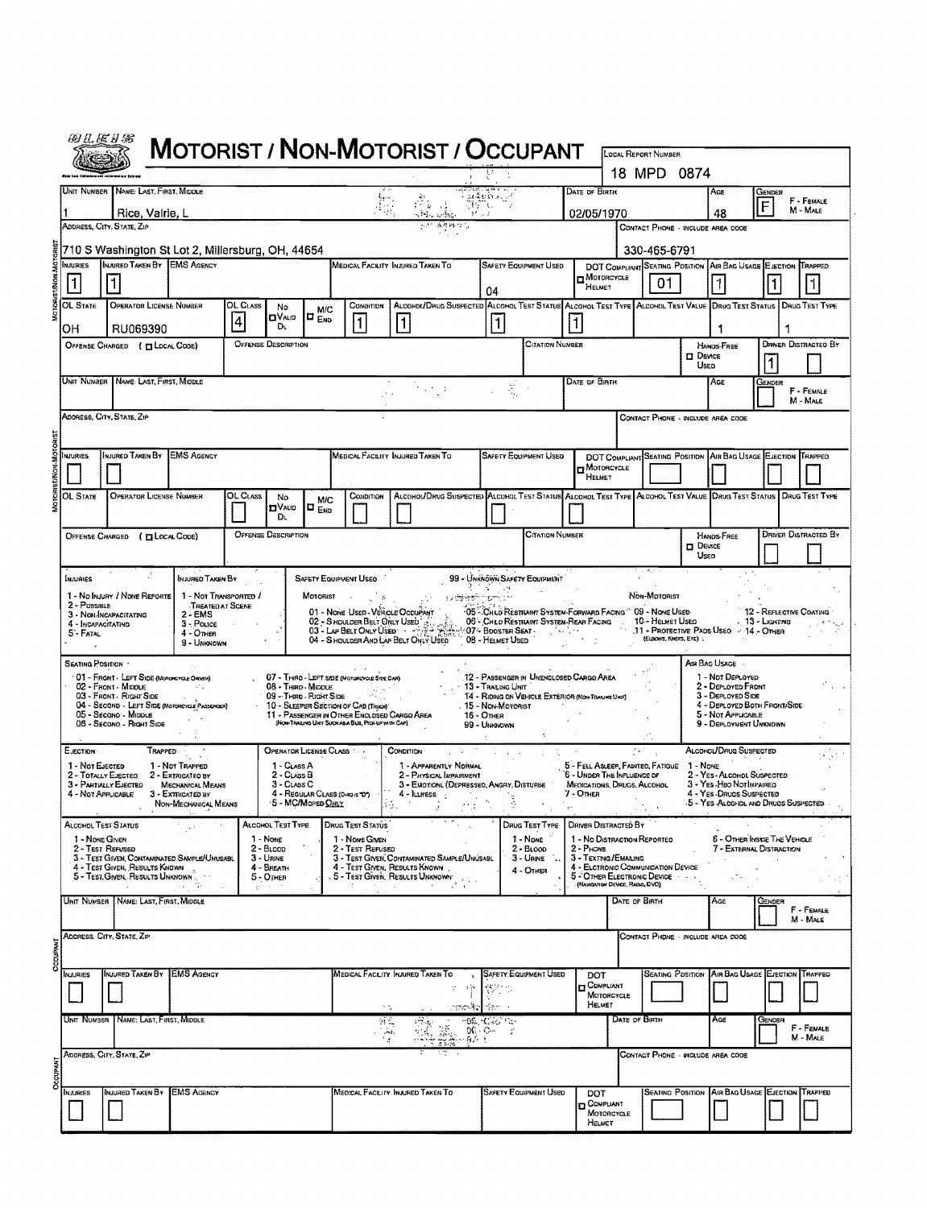# MOTORIST / NON-MOTORIST / OCCUPANT

OLEIS

| LOCAL REPORT NUMBER |
| --- |
| 18 MPD 0874 |

## MOTORIST/NON-MOTORIST

| UNIT NUMBER | NAME: LAST, FIRST, MIDDLE | DATE OF BIRTH | AGE | GENDER (F - FEMALE, M - MALE) |
| --- | --- | --- | --- | --- |
| 1 | Rice, Valrie, L | 02/05/1970 | 48 | F |

| ADDRESS, CITY, STATE, ZIP | CONTACT PHONE - INCLUDE AREA CODE |
| --- | --- |
| 710 S Washington St Lot 2, Millersburg, OH, 44654 | 330-465-6791 |

| INJURIES | INJURED TAKEN BY | EMS AGENCY | MEDICAL FACILITY INJURED TAKEN TO | SAFETY EQUIPMENT USED | DOT COMPLIANT MOTORCYCLE HELMET | SEATING POSITION | AIR BAG USAGE | EJECTION | TRAPPED |
| --- | --- | --- | --- | --- | --- | --- | --- | --- | --- |
| 1 | 1 | | | 04 | | 01 | 1 | 1 | 1 |

| OL STATE | OPERATOR LICENSE NUMBER | OL CLASS | NO VALID DL | M/C END | CONDITION | ALCOHOL/DRUG SUSPECTED | ALCOHOL TEST STATUS | ALCOHOL TEST TYPE | ALCOHOL TEST VALUE | DRUG TEST STATUS | DRUG TEST TYPE |
| --- | --- | --- | --- | --- | --- | --- | --- | --- | --- | --- | --- |
| OH | RU069390 | 4 | | | 1 | 1 | 1 | 1 | | 1 | 1 |

| OFFENSE CHARGED (LOCAL CODE) | OFFENSE DESCRIPTION | CITATION NUMBER | HANDS-FREE DEVICE USED | DRIVER DISTRACTED BY |
| --- | --- | --- | --- | --- |
| | | | | 1 |

## MOTORIST/NON-MOTORIST

| UNIT NUMBER | NAME: LAST, FIRST, MIDDLE | DATE OF BIRTH | AGE | GENDER (F - FEMALE, M - MALE) |
| --- | --- | --- | --- | --- |
| | | | | |

| ADDRESS, CITY, STATE, ZIP | CONTACT PHONE - INCLUDE AREA CODE |
| --- | --- |
| | |

| INJURIES | INJURED TAKEN BY | EMS AGENCY | MEDICAL FACILITY INJURED TAKEN TO | SAFETY EQUIPMENT USED | DOT COMPLIANT MOTORCYCLE HELMET | SEATING POSITION | AIR BAG USAGE | EJECTION | TRAPPED |
| --- | --- | --- | --- | --- | --- | --- | --- | --- | --- |
| | | | | | | | | | |

| OL STATE | OPERATOR LICENSE NUMBER | OL CLASS | NO VALID DL | M/C END | CONDITION | ALCOHOL/DRUG SUSPECTED | ALCOHOL TEST STATUS | ALCOHOL TEST TYPE | ALCOHOL TEST VALUE | DRUG TEST STATUS | DRUG TEST TYPE |
| --- | --- | --- | --- | --- | --- | --- | --- | --- | --- | --- | --- |
| | | | | | | | | | | | |

| OFFENSE CHARGED (LOCAL CODE) | OFFENSE DESCRIPTION | CITATION NUMBER | HANDS-FREE DEVICE USED | DRIVER DISTRACTED BY |
| --- | --- | --- | --- | --- |
| | | | | |

**INJURIES**
1 - NO INJURY / NONE REPORTED
2 - POSSIBLE
3 - NON-INCAPACITATING
4 - INCAPACITATING
5 - FATAL

**INJURED TAKEN BY**
1 - NOT TRANSPORTED / TREATED AT SCENE
2 - EMS
3 - POLICE
4 - OTHER
9 - UNKNOWN

**SAFETY EQUIPMENT USED**
99 - UNKNOWN SAFETY EQUIPMENT

MOTORIST
01 - NONE USED - VEHICLE OCCUPANT
02 - SHOULDER BELT ONLY USED
03 - LAP BELT ONLY USED
04 - SHOULDER AND LAP BELT ONLY USED
05 - CHILD RESTRAINT SYSTEM-FORWARD FACING
06 - CHILD RESTRAINT SYSTEM-REAR FACING
07 - BOOSTER SEAT
08 - HELMET USED

NON-MOTORIST
09 - NONE USED
10 - HELMET USED
11 - PROTECTIVE PADS USED (ELBOWS, KNEES, ETC)
12 - REFLECTIVE COATING
13 - LIGHTING
14 - OTHER

**SEATING POSITION**
01 - FRONT - LEFT SIDE (MOTORCYCLE DRIVER)
02 - FRONT - MIDDLE
03 - FRONT - RIGHT SIDE
04 - SECOND - LEFT SIDE (MOTORCYCLE PASSENGER)
05 - SECOND - MIDDLE
06 - SECOND - RIGHT SIDE
07 - THIRD - LEFT SIDE (MOTORCYCLE SIDE CAR)
08 - THIRD - MIDDLE
09 - THIRD - RIGHT SIDE
10 - SLEEPER SECTION OF CAB (TRUCK)
11 - PASSENGER IN OTHER ENCLOSED CARGO AREA (NON-TRAILING UNIT SUCH AS A BUS, PICK-UP WITH CAP)
12 - PASSENGER IN UNENCLOSED CARGO AREA
13 - TRAILING UNIT
14 - RIDING ON VEHICLE EXTERIOR (NON-TRAILING UNIT)
15 - NON-MOTORIST
16 - OTHER
99 - UNKNOWN

**AIR BAG USAGE**
1 - NOT DEPLOYED
2 - DEPLOYED FRONT
3 - DEPLOYED SIDE
4 - DEPLOYED BOTH FRONT/SIDE
5 - NOT APPLICABLE
9 - DEPLOYMENT UNKNOWN

**EJECTION**
1 - NOT EJECTED
2 - TOTALLY EJECTED
3 - PARTIALLY EJECTED
4 - NOT APPLICABLE

**TRAPPED**
1 - NOT TRAPPED
2 - EXTRICATED BY MECHANICAL MEANS
3 - EXTRICATED BY NON-MECHANICAL MEANS

**OPERATOR LICENSE CLASS**
1 - CLASS A
2 - CLASS B
3 - CLASS C
4 - REGULAR CLASS (OHIO'S "D")
5 - MC/MOPED ONLY

**CONDITION**
1 - APPARENTLY NORMAL
2 - PHYSICAL IMPAIRMENT
3 - EMOTIONAL (DEPRESSED, ANGRY, DISTURBED)
4 - ILLNESS
5 - FELL ASLEEP, FAINTED, FATIGUE
6 - UNDER THE INFLUENCE OF MEDICATIONS, DRUGS, ALCOHOL
7 - OTHER

**ALCOHOL/DRUG SUSPECTED**
1 - NONE
2 - YES - ALCOHOL SUSPECTED
3 - YES - HBD NOT IMPAIRED
4 - YES - DRUGS SUSPECTED
5 - YES - ALCOHOL AND DRUGS SUSPECTED

**ALCOHOL TEST STATUS**
1 - NONE GIVEN
2 - TEST REFUSED
3 - TEST GIVEN, CONTAMINATED SAMPLE/UNUSABLE
4 - TEST GIVEN, RESULTS KNOWN
5 - TEST GIVEN, RESULTS UNKNOWN

**ALCOHOL TEST TYPE**
1 - NONE
2 - BLOOD
3 - URINE
4 - BREATH
5 - OTHER

**DRUG TEST STATUS**
1 - NONE GIVEN
2 - TEST REFUSED
3 - TEST GIVEN, CONTAMINATED SAMPLE/UNUSABLE
4 - TEST GIVEN, RESULTS KNOWN
5 - TEST GIVEN, RESULTS UNKNOWN

**DRUG TEST TYPE**
1 - NONE
2 - BLOOD
3 - URINE
4 - OTHER

**DRIVER DISTRACTED BY**
1 - NO DISTRACTION REPORTED
2 - PHONE
3 - TEXTING/EMAILING
4 - ELECTRONIC COMMUNICATION DEVICE
5 - OTHER ELECTRONIC DEVICE (NAVIGATION DEVICE, RADIO, DVD)
6 - OTHER INSIDE THE VEHICLE
7 - EXTERNAL DISTRACTION

## OCCUPANT

| UNIT NUMBER | NAME: LAST, FIRST, MIDDLE | DATE OF BIRTH | AGE | GENDER (F - FEMALE, M - MALE) |
| --- | --- | --- | --- | --- |
| | | | | |

| ADDRESS, CITY, STATE, ZIP | CONTACT PHONE - INCLUDE AREA CODE |
| --- | --- |
| | |

| INJURIES | INJURED TAKEN BY | EMS AGENCY | MEDICAL FACILITY INJURED TAKEN TO | SAFETY EQUIPMENT USED | DOT COMPLIANT MOTORCYCLE HELMET | SEATING POSITION | AIR BAG USAGE | EJECTION | TRAPPED |
| --- | --- | --- | --- | --- | --- | --- | --- | --- | --- |
| | | | | | | | | | |

## OCCUPANT

| UNIT NUMBER | NAME: LAST, FIRST, MIDDLE | DATE OF BIRTH | AGE | GENDER (F - FEMALE, M - MALE) |
| --- | --- | --- | --- | --- |
| | | | | |

| ADDRESS, CITY, STATE, ZIP | CONTACT PHONE - INCLUDE AREA CODE |
| --- | --- |
| | |

| INJURIES | INJURED TAKEN BY | EMS AGENCY | MEDICAL FACILITY INJURED TAKEN TO | SAFETY EQUIPMENT USED | DOT COMPLIANT MOTORCYCLE HELMET | SEATING POSITION | AIR BAG USAGE | EJECTION | TRAPPED |
| --- | --- | --- | --- | --- | --- | --- | --- | --- | --- |
| | | | | | | | | | |